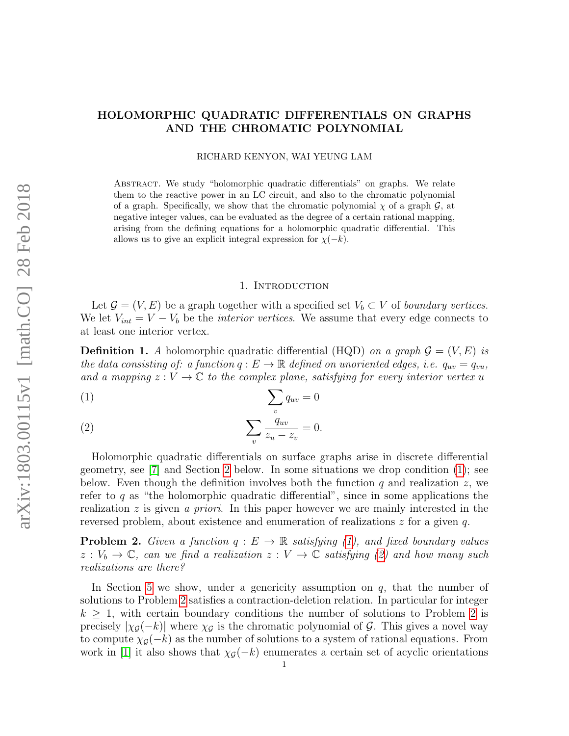# HOLOMORPHIC QUADRATIC DIFFERENTIALS ON GRAPHS AND THE CHROMATIC POLYNOMIAL

RICHARD KENYON, WAI YEUNG LAM

Abstract. We study "holomorphic quadratic differentials" on graphs. We relate them to the reactive power in an LC circuit, and also to the chromatic polynomial of a graph. Specifically, we show that the chromatic polynomial $\chi$ of a graph $\mathcal{G}$, at negative integer values, can be evaluated as the degree of a certain rational mapping, arising from the defining equations for a holomorphic quadratic differential. This allows us to give an explicit integral expression for $\chi(-k)$.

## 1. Introduction

Let $\mathcal{G} = (V, E)$ be a graph together with a specified set $V_b \subset V$ of *boundary vertices*. We let $V_{int} = V - V_b$ be the *interior vertices*. We assume that every edge connects to at least one interior vertex.

**Definition 1.** *A* holomorphic quadratic differential (HQD) *on a graph $\mathcal{G} = (V, E)$ is the data consisting of: a function $q : E \to \mathbb{R}$ defined on unoriented edges, i.e. $q_{uv} = q_{vu}$, and a mapping $z : V \to \mathbb{C}$ to the complex plane, satisfying for every interior vertex $u$*

$$\sum_v q_{uv} = 0 \tag{1}$$

$$\sum_v \frac{q_{uv}}{z_u - z_v} = 0. \tag{2}$$

Holomorphic quadratic differentials on surface graphs arise in discrete differential geometry, see [7] and Section 2 below. In some situations we drop condition (1); see below. Even though the definition involves both the function $q$ and realization $z$, we refer to $q$ as "the holomorphic quadratic differential", since in some applications the realization $z$ is given *a priori*. In this paper however we are mainly interested in the reversed problem, about existence and enumeration of realizations $z$ for a given $q$.

**Problem 2.** *Given a function $q : E \to \mathbb{R}$ satisfying (1), and fixed boundary values $z : V_b \to \mathbb{C}$, can we find a realization $z : V \to \mathbb{C}$ satisfying (2) and how many such realizations are there?*

In Section 5 we show, under a genericity assumption on $q$, that the number of solutions to Problem 2 satisfies a contraction-deletion relation. In particular for integer $k \geq 1$, with certain boundary conditions the number of solutions to Problem 2 is precisely $|\chi_{\mathcal{G}}(-k)|$ where $\chi_{\mathcal{G}}$ is the chromatic polynomial of $\mathcal{G}$. This gives a novel way to compute $\chi_{\mathcal{G}}(-k)$ as the number of solutions to a system of rational equations. From work in [1] it also shows that $\chi_{\mathcal{G}}(-k)$ enumerates a certain set of acyclic orientations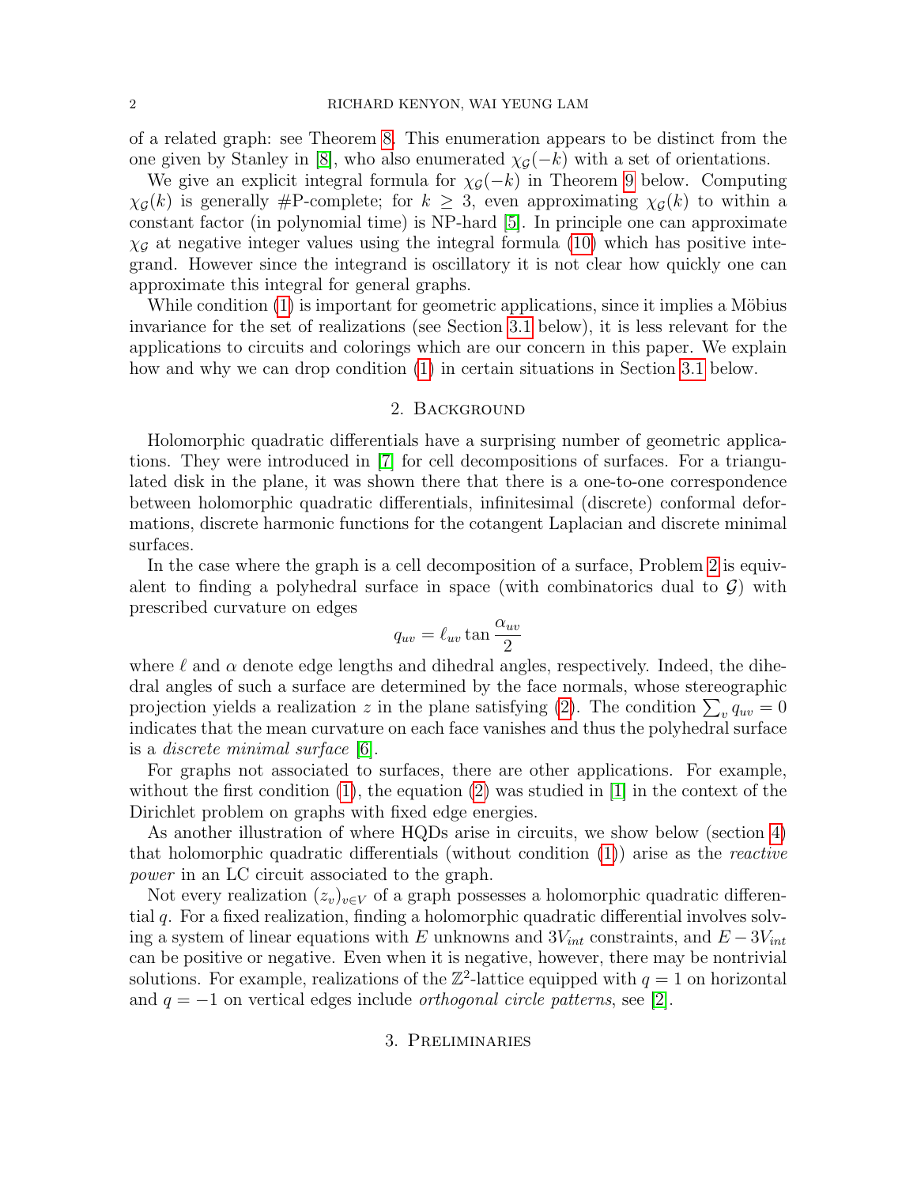of a related graph: see Theorem 8. This enumeration appears to be distinct from the one given by Stanley in [8], who also enumerated $\chi_{\mathcal{G}}(-k)$ with a set of orientations.

We give an explicit integral formula for $\chi_{\mathcal{G}}(-k)$ in Theorem 9 below. Computing $\chi_{\mathcal{G}}(k)$ is generally #P-complete; for $k \geq 3$, even approximating $\chi_{\mathcal{G}}(k)$ to within a constant factor (in polynomial time) is NP-hard [5]. In principle one can approximate $\chi_{\mathcal{G}}$ at negative integer values using the integral formula (10) which has positive integrand. However since the integrand is oscillatory it is not clear how quickly one can approximate this integral for general graphs.

While condition (1) is important for geometric applications, since it implies a Möbius invariance for the set of realizations (see Section 3.1 below), it is less relevant for the applications to circuits and colorings which are our concern in this paper. We explain how and why we can drop condition (1) in certain situations in Section 3.1 below.

## 2. Background

Holomorphic quadratic differentials have a surprising number of geometric applications. They were introduced in [7] for cell decompositions of surfaces. For a triangulated disk in the plane, it was shown there that there is a one-to-one correspondence between holomorphic quadratic differentials, infinitesimal (discrete) conformal deformations, discrete harmonic functions for the cotangent Laplacian and discrete minimal surfaces.

In the case where the graph is a cell decomposition of a surface, Problem 2 is equivalent to finding a polyhedral surface in space (with combinatorics dual to $\mathcal{G}$) with prescribed curvature on edges

$$q_{uv} = \ell_{uv} \tan \frac{\alpha_{uv}}{2}$$

where $\ell$ and $\alpha$ denote edge lengths and dihedral angles, respectively. Indeed, the dihedral angles of such a surface are determined by the face normals, whose stereographic projection yields a realization $z$ in the plane satisfying (2). The condition $\sum_v q_{uv} = 0$ indicates that the mean curvature on each face vanishes and thus the polyhedral surface is a *discrete minimal surface* [6].

For graphs not associated to surfaces, there are other applications. For example, without the first condition (1), the equation (2) was studied in [1] in the context of the Dirichlet problem on graphs with fixed edge energies.

As another illustration of where HQDs arise in circuits, we show below (section 4) that holomorphic quadratic differentials (without condition (1)) arise as the *reactive power* in an LC circuit associated to the graph.

Not every realization $(z_v)_{v\in V}$ of a graph possesses a holomorphic quadratic differential $q$. For a fixed realization, finding a holomorphic quadratic differential involves solving a system of linear equations with $E$ unknowns and $3V_{int}$ constraints, and $E - 3V_{int}$ can be positive or negative. Even when it is negative, however, there may be nontrivial solutions. For example, realizations of the $\mathbb{Z}^2$-lattice equipped with $q = 1$ on horizontal and $q = -1$ on vertical edges include *orthogonal circle patterns*, see [2].

## 3. Preliminaries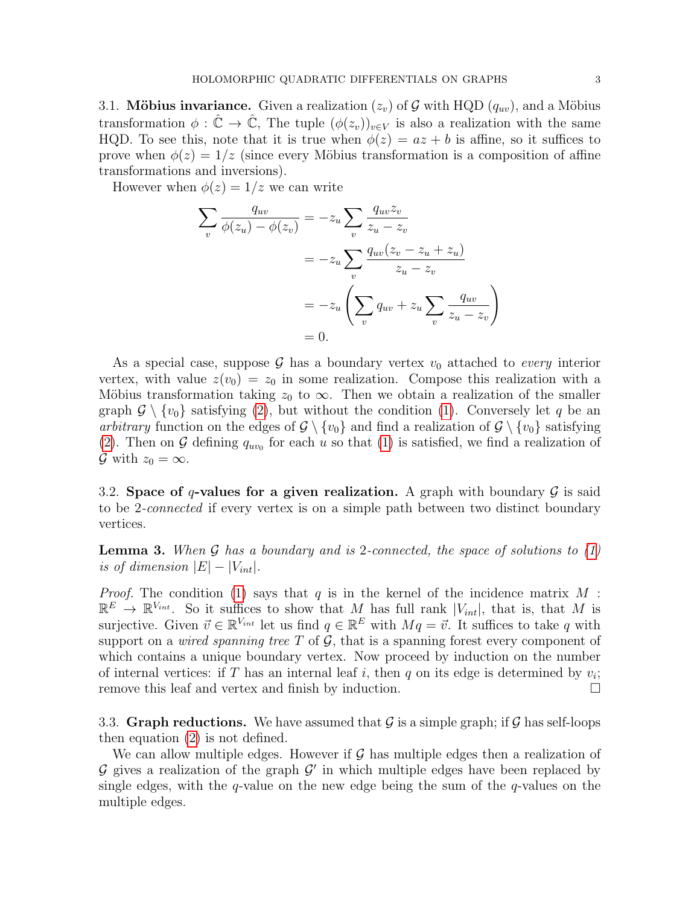3.1. **Möbius invariance.** Given a realization $(z_v)$ of $\mathcal{G}$ with HQD $(q_{uv})$, and a Möbius transformation $\phi : \hat{\mathbb{C}} \to \hat{\mathbb{C}}$, The tuple $(\phi(z_v))_{v \in V}$ is also a realization with the same HQD. To see this, note that it is true when $\phi(z) = az + b$ is affine, so it suffices to prove when $\phi(z) = 1/z$ (since every Möbius transformation is a composition of affine transformations and inversions).

However when $\phi(z) = 1/z$ we can write

$$
\begin{aligned}
\sum_v \frac{q_{uv}}{\phi(z_u) - \phi(z_v)} &= -z_u \sum_v \frac{q_{uv} z_v}{z_u - z_v} \\
&= -z_u \sum_v \frac{q_{uv}(z_v - z_u + z_u)}{z_u - z_v} \\
&= -z_u \left( \sum_v q_{uv} + z_u \sum_v \frac{q_{uv}}{z_u - z_v} \right) \\
&= 0.
\end{aligned}
$$

As a special case, suppose $\mathcal{G}$ has a boundary vertex $v_0$ attached to *every* interior vertex, with value $z(v_0) = z_0$ in some realization. Compose this realization with a Möbius transformation taking $z_0$ to $\infty$. Then we obtain a realization of the smaller graph $\mathcal{G} \setminus \{v_0\}$ satisfying (2), but without the condition (1). Conversely let $q$ be an *arbitrary* function on the edges of $\mathcal{G} \setminus \{v_0\}$ and find a realization of $\mathcal{G} \setminus \{v_0\}$ satisfying (2). Then on $\mathcal{G}$ defining $q_{uv_0}$ for each $u$ so that (1) is satisfied, we find a realization of $\mathcal{G}$ with $z_0 = \infty$.

3.2. **Space of $q$-values for a given realization.** A graph with boundary $\mathcal{G}$ is said to be 2-*connected* if every vertex is on a simple path between two distinct boundary vertices.

**Lemma 3.** *When $\mathcal{G}$ has a boundary and is 2-connected, the space of solutions to (1) is of dimension $|E| - |V_{int}|$.*

*Proof.* The condition (1) says that $q$ is in the kernel of the incidence matrix $M : \mathbb{R}^E \to \mathbb{R}^{V_{int}}$. So it suffices to show that $M$ has full rank $|V_{int}|$, that is, that $M$ is surjective. Given $\vec{v} \in \mathbb{R}^{V_{int}}$ let us find $q \in \mathbb{R}^E$ with $Mq = \vec{v}$. It suffices to take $q$ with support on a *wired spanning tree* $T$ of $\mathcal{G}$, that is a spanning forest every component of which contains a unique boundary vertex. Now proceed by induction on the number of internal vertices: if $T$ has an internal leaf $i$, then $q$ on its edge is determined by $v_i$; remove this leaf and vertex and finish by induction. $\square$

3.3. **Graph reductions.** We have assumed that $\mathcal{G}$ is a simple graph; if $\mathcal{G}$ has self-loops then equation (2) is not defined.

We can allow multiple edges. However if $\mathcal{G}$ has multiple edges then a realization of $\mathcal{G}$ gives a realization of the graph $\mathcal{G}'$ in which multiple edges have been replaced by single edges, with the $q$-value on the new edge being the sum of the $q$-values on the multiple edges.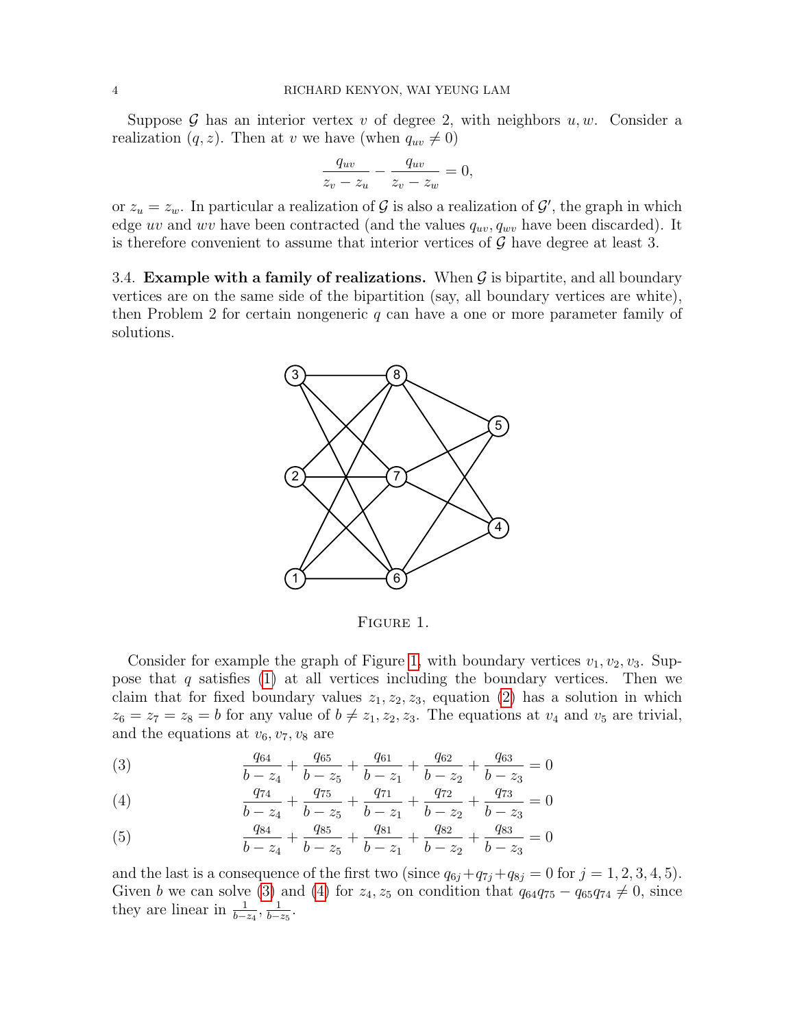Suppose $\mathcal{G}$ has an interior vertex $v$ of degree 2, with neighbors $u, w$. Consider a realization $(q, z)$. Then at $v$ we have (when $q_{uv} \neq 0$)

$$\frac{q_{uv}}{z_v - z_u} - \frac{q_{uv}}{z_v - z_w} = 0,$$

or $z_u = z_w$. In particular a realization of $\mathcal{G}$ is also a realization of $\mathcal{G}'$, the graph in which edge $uv$ and $wv$ have been contracted (and the values $q_{uv}, q_{wv}$ have been discarded). It is therefore convenient to assume that interior vertices of $\mathcal{G}$ have degree at least 3.

3.4. **Example with a family of realizations.** When $\mathcal{G}$ is bipartite, and all boundary vertices are on the same side of the bipartition (say, all boundary vertices are white), then Problem 2 for certain nongeneric $q$ can have a one or more parameter family of solutions.

Figure 1.

Consider for example the graph of Figure 1, with boundary vertices $v_1, v_2, v_3$. Suppose that $q$ satisfies (1) at all vertices including the boundary vertices. Then we claim that for fixed boundary values $z_1, z_2, z_3$, equation (2) has a solution in which $z_6 = z_7 = z_8 = b$ for any value of $b \neq z_1, z_2, z_3$. The equations at $v_4$ and $v_5$ are trivial, and the equations at $v_6, v_7, v_8$ are

$$\frac{q_{64}}{b - z_4} + \frac{q_{65}}{b - z_5} + \frac{q_{61}}{b - z_1} + \frac{q_{62}}{b - z_2} + \frac{q_{63}}{b - z_3} = 0 \tag{3}$$

$$\frac{q_{74}}{b - z_4} + \frac{q_{75}}{b - z_5} + \frac{q_{71}}{b - z_1} + \frac{q_{72}}{b - z_2} + \frac{q_{73}}{b - z_3} = 0 \tag{4}$$

$$\frac{q_{84}}{b - z_4} + \frac{q_{85}}{b - z_5} + \frac{q_{81}}{b - z_1} + \frac{q_{82}}{b - z_2} + \frac{q_{83}}{b - z_3} = 0 \tag{5}$$

and the last is a consequence of the first two (since $q_{6j} + q_{7j} + q_{8j} = 0$ for $j = 1, 2, 3, 4, 5$). Given $b$ we can solve (3) and (4) for $z_4, z_5$ on condition that $q_{64}q_{75} - q_{65}q_{74} \neq 0$, since they are linear in $\frac{1}{b - z_4}, \frac{1}{b - z_5}$.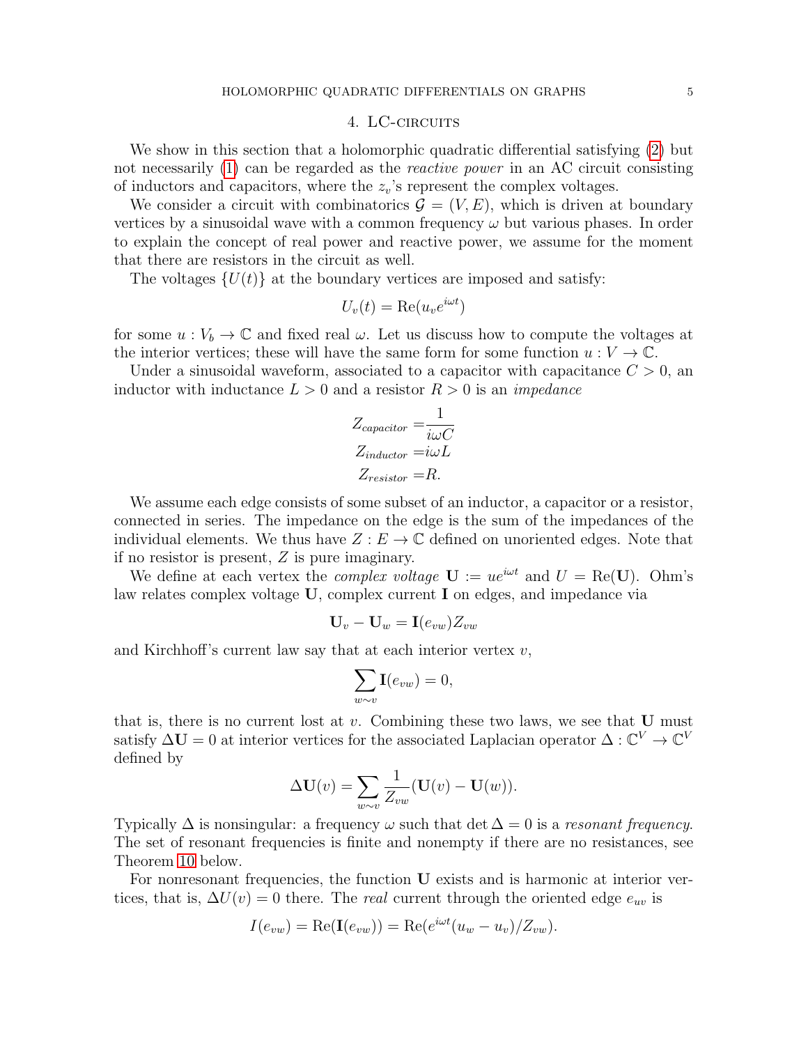## 4. LC-circuits

We show in this section that a holomorphic quadratic differential satisfying (2) but not necessarily (1) can be regarded as the *reactive power* in an AC circuit consisting of inductors and capacitors, where the $z_v$'s represent the complex voltages.

We consider a circuit with combinatorics $\mathcal{G} = (V, E)$, which is driven at boundary vertices by a sinusoidal wave with a common frequency $\omega$ but various phases. In order to explain the concept of real power and reactive power, we assume for the moment that there are resistors in the circuit as well.

The voltages $\{U(t)\}$ at the boundary vertices are imposed and satisfy:

$$U_v(t) = \mathrm{Re}(u_v e^{i\omega t})$$

for some $u : V_b \to \mathbb{C}$ and fixed real $\omega$. Let us discuss how to compute the voltages at the interior vertices; these will have the same form for some function $u : V \to \mathbb{C}$.

Under a sinusoidal waveform, associated to a capacitor with capacitance $C > 0$, an inductor with inductance $L > 0$ and a resistor $R > 0$ is an *impedance*

$$\begin{aligned}
Z_{capacitor} =& \frac{1}{i\omega C} \\
Z_{inductor} =& i\omega L \\
Z_{resistor} =& R.
\end{aligned}$$

We assume each edge consists of some subset of an inductor, a capacitor or a resistor, connected in series. The impedance on the edge is the sum of the impedances of the individual elements. We thus have $Z : E \to \mathbb{C}$ defined on unoriented edges. Note that if no resistor is present, $Z$ is pure imaginary.

We define at each vertex the *complex voltage* $\mathbf{U} := ue^{i\omega t}$ and $U = \mathrm{Re}(\mathbf{U})$. Ohm's law relates complex voltage $\mathbf{U}$, complex current $\mathbf{I}$ on edges, and impedance via

$$\mathbf{U}_v - \mathbf{U}_w = \mathbf{I}(e_{vw})Z_{vw}$$

and Kirchhoff's current law say that at each interior vertex $v$,

$$\sum_{w \sim v} \mathbf{I}(e_{vw}) = 0,$$

that is, there is no current lost at $v$. Combining these two laws, we see that $\mathbf{U}$ must satisfy $\Delta \mathbf{U} = 0$ at interior vertices for the associated Laplacian operator $\Delta : \mathbb{C}^V \to \mathbb{C}^V$ defined by

$$\Delta \mathbf{U}(v) = \sum_{w \sim v} \frac{1}{Z_{vw}} (\mathbf{U}(v) - \mathbf{U}(w)).$$

Typically $\Delta$ is nonsingular: a frequency $\omega$ such that $\det \Delta = 0$ is a *resonant frequency*. The set of resonant frequencies is finite and nonempty if there are no resistances, see Theorem 10 below.

For nonresonant frequencies, the function $\mathbf{U}$ exists and is harmonic at interior vertices, that is, $\Delta U(v) = 0$ there. The *real* current through the oriented edge $e_{uv}$ is

$$I(e_{vw}) = \mathrm{Re}(\mathbf{I}(e_{vw})) = \mathrm{Re}(e^{i\omega t}(u_w - u_v)/Z_{vw}).$$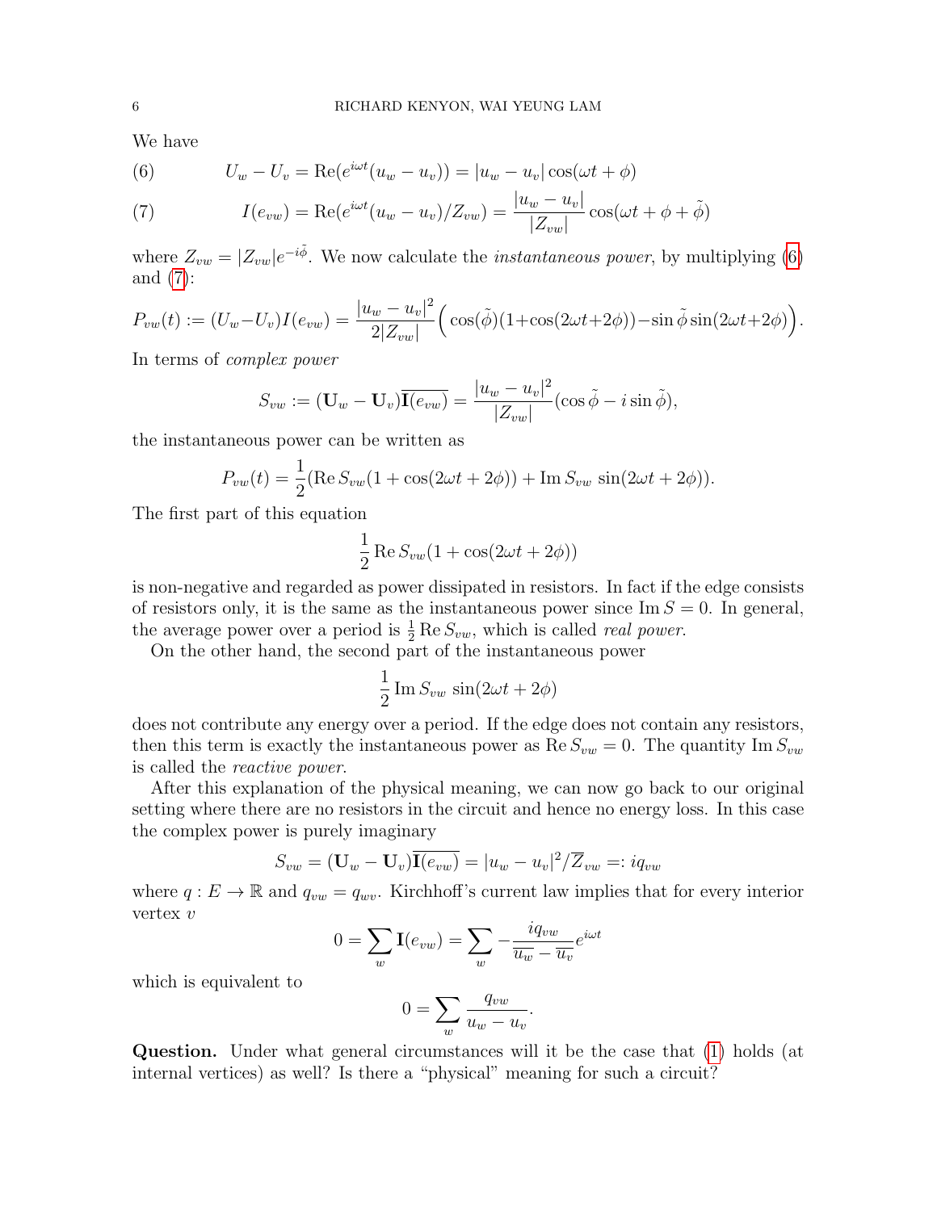We have

$$U_w - U_v = \mathrm{Re}(e^{i\omega t}(u_w - u_v)) = |u_w - u_v| \cos(\omega t + \phi) \tag{6}$$

$$I(e_{vw}) = \mathrm{Re}(e^{i\omega t}(u_w - u_v)/Z_{vw}) = \frac{|u_w - u_v|}{|Z_{vw}|} \cos(\omega t + \phi + \tilde{\phi}) \tag{7}$$

where $Z_{vw} = |Z_{vw}|e^{-i\tilde{\phi}}$. We now calculate the *instantaneous power*, by multiplying (6) and (7):

$$P_{vw}(t) := (U_w - U_v)I(e_{vw}) = \frac{|u_w - u_v|^2}{2|Z_{vw}|}\Big(\cos(\tilde{\phi})(1+\cos(2\omega t+2\phi)) - \sin\tilde{\phi}\sin(2\omega t+2\phi)\Big).$$

In terms of *complex power*

$$S_{vw} := (\mathbf{U}_w - \mathbf{U}_v)\overline{\mathbf{I}(e_{vw})} = \frac{|u_w - u_v|^2}{|Z_{vw}|}(\cos\tilde{\phi} - i\sin\tilde{\phi}),$$

the instantaneous power can be written as

$$P_{vw}(t) = \frac{1}{2}(\mathrm{Re}\, S_{vw}(1 + \cos(2\omega t + 2\phi)) + \mathrm{Im}\, S_{vw}\ \sin(2\omega t + 2\phi)).$$

The first part of this equation

$$\frac{1}{2}\mathrm{Re}\, S_{vw}(1 + \cos(2\omega t + 2\phi))$$

is non-negative and regarded as power dissipated in resistors. In fact if the edge consists of resistors only, it is the same as the instantaneous power since $\mathrm{Im}\, S = 0$. In general, the average power over a period is $\frac{1}{2}\mathrm{Re}\, S_{vw}$, which is called *real power*.

On the other hand, the second part of the instantaneous power

$$\frac{1}{2}\mathrm{Im}\, S_{vw}\ \sin(2\omega t + 2\phi)$$

does not contribute any energy over a period. If the edge does not contain any resistors, then this term is exactly the instantaneous power as $\mathrm{Re}\, S_{vw} = 0$. The quantity $\mathrm{Im}\, S_{vw}$ is called the *reactive power*.

After this explanation of the physical meaning, we can now go back to our original setting where there are no resistors in the circuit and hence no energy loss. In this case the complex power is purely imaginary

$$S_{vw} = (\mathbf{U}_w - \mathbf{U}_v)\overline{\mathbf{I}(e_{vw})} = |u_w - u_v|^2/\overline{Z}_{vw} =: iq_{vw}$$

where $q : E \to \mathbb{R}$ and $q_{vw} = q_{wv}$. Kirchhoff's current law implies that for every interior vertex $v$

$$0 = \sum_w \mathbf{I}(e_{vw}) = \sum_w -\frac{iq_{vw}}{\overline{u_w} - \overline{u_v}}e^{i\omega t}$$

which is equivalent to

$$0 = \sum_w \frac{q_{vw}}{u_w - u_v}.$$

**Question.** Under what general circumstances will it be the case that (1) holds (at internal vertices) as well? Is there a "physical" meaning for such a circuit?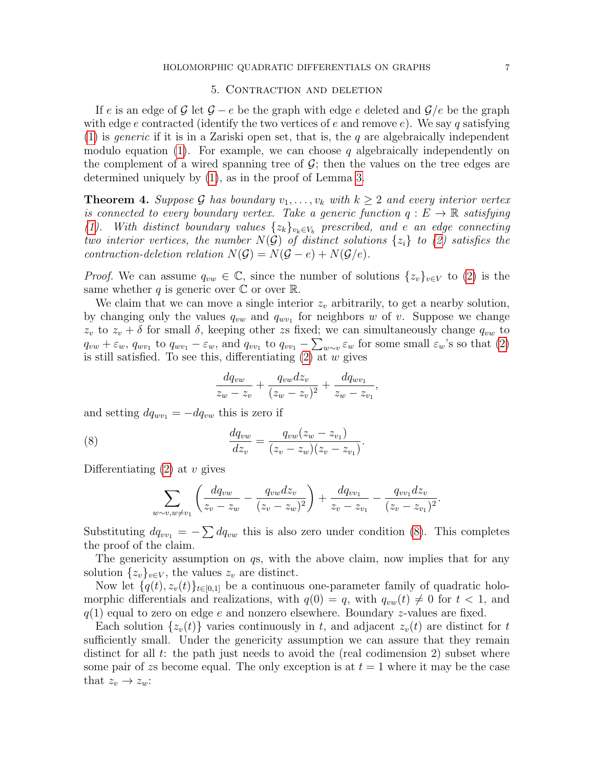## 5. Contraction and deletion

If $e$ is an edge of $\mathcal{G}$ let $\mathcal{G} - e$ be the graph with edge $e$ deleted and $\mathcal{G}/e$ be the graph with edge $e$ contracted (identify the two vertices of $e$ and remove $e$). We say $q$ satisfying (1) is *generic* if it is in a Zariski open set, that is, the $q$ are algebraically independent modulo equation (1). For example, we can choose $q$ algebraically independently on the complement of a wired spanning tree of $\mathcal{G}$; then the values on the tree edges are determined uniquely by (1), as in the proof of Lemma 3.

**Theorem 4.** *Suppose $\mathcal{G}$ has boundary $v_1, \dots, v_k$ with $k \geq 2$ and every interior vertex is connected to every boundary vertex. Take a generic function $q : E \to \mathbb{R}$ satisfying (1). With distinct boundary values $\{z_k\}_{v_k \in V_b}$ prescribed, and $e$ an edge connecting two interior vertices, the number $N(\mathcal{G})$ of distinct solutions $\{z_i\}$ to (2) satisfies the contraction-deletion relation $N(\mathcal{G}) = N(\mathcal{G} - e) + N(\mathcal{G}/e)$.*

*Proof.* We can assume $q_{vw} \in \mathbb{C}$, since the number of solutions $\{z_v\}_{v \in V}$ to (2) is the same whether $q$ is generic over $\mathbb{C}$ or over $\mathbb{R}$.

We claim that we can move a single interior $z_v$ arbitrarily, to get a nearby solution, by changing only the values $q_{vw}$ and $q_{wv_1}$ for neighbors $w$ of $v$. Suppose we change $z_v$ to $z_v + \delta$ for small $\delta$, keeping other $z$s fixed; we can simultaneously change $q_{vw}$ to $q_{vw} + \varepsilon_w$, $q_{wv_1}$ to $q_{wv_1} - \varepsilon_w$, and $q_{vv_1}$ to $q_{vv_1} - \sum_{w \sim v} \varepsilon_w$ for some small $\varepsilon_w$'s so that (2) is still satisfied. To see this, differentiating (2) at $w$ gives

$$\frac{dq_{vw}}{z_w - z_v} + \frac{q_{vw} dz_v}{(z_w - z_v)^2} + \frac{dq_{wv_1}}{z_w - z_{v_1}},$$

and setting $dq_{wv_1} = -dq_{vw}$ this is zero if

$$\frac{dq_{vw}}{dz_v} = \frac{q_{vw}(z_w - z_{v_1})}{(z_v - z_w)(z_v - z_{v_1})}. \tag{8}$$

Differentiating (2) at $v$ gives

$$\sum_{w \sim v, w \neq v_1} \left( \frac{dq_{vw}}{z_v - z_w} - \frac{q_{vw} dz_v}{(z_v - z_w)^2} \right) + \frac{dq_{vv_1}}{z_v - z_{v_1}} - \frac{q_{vv_1} dz_v}{(z_v - z_{v_1})^2}.$$

Substituting $dq_{vv_1} = -\sum dq_{vw}$ this is also zero under condition (8). This completes the proof of the claim.

The genericity assumption on $q$s, with the above claim, now implies that for any solution $\{z_v\}_{v \in V}$, the values $z_v$ are distinct.

Now let $\{q(t), z_v(t)\}_{t \in [0,1]}$ be a continuous one-parameter family of quadratic holomorphic differentials and realizations, with $q(0) = q$, with $q_{vw}(t) \neq 0$ for $t < 1$, and $q(1)$ equal to zero on edge $e$ and nonzero elsewhere. Boundary $z$-values are fixed.

Each solution $\{z_v(t)\}$ varies continuously in $t$, and adjacent $z_v(t)$ are distinct for $t$ sufficiently small. Under the genericity assumption we can assure that they remain distinct for all $t$: the path just needs to avoid the (real codimension 2) subset where some pair of $z$s become equal. The only exception is at $t = 1$ where it may be the case that $z_v \to z_w$: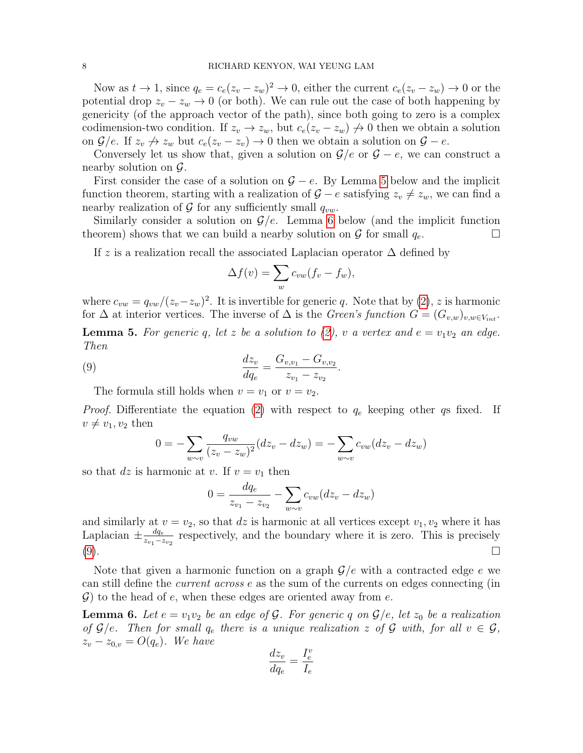Now as $t \to 1$, since $q_e = c_e(z_v - z_w)^2 \to 0$, either the current $c_e(z_v - z_w) \to 0$ or the potential drop $z_v - z_w \to 0$ (or both). We can rule out the case of both happening by genericity (of the approach vector of the path), since both going to zero is a complex codimension-two condition. If $z_v \to z_w$, but $c_e(z_v - z_w) \not\to 0$ then we obtain a solution on $\mathcal{G}/e$. If $z_v \not\to z_w$ but $c_e(z_w - z_v) \to 0$ then we obtain a solution on $\mathcal{G} - e$.

Conversely let us show that, given a solution on $\mathcal{G}/e$ or $\mathcal{G} - e$, we can construct a nearby solution on $\mathcal{G}$.

First consider the case of a solution on $\mathcal{G} - e$. By Lemma 5 below and the implicit function theorem, starting with a realization of $\mathcal{G} - e$ satisfying $z_v \neq z_w$, we can find a nearby realization of $\mathcal{G}$ for any sufficiently small $q_{vw}$.

Similarly consider a solution on $\mathcal{G}/e$. Lemma 6 below (and the implicit function theorem) shows that we can build a nearby solution on $\mathcal{G}$ for small $q_e$. ☐

If $z$ is a realization recall the associated Laplacian operator $\Delta$ defined by

$$\Delta f(v) = \sum_w c_{vw}(f_v - f_w),$$

where $c_{vw} = q_{vw}/(z_v - z_w)^2$. It is invertible for generic $q$. Note that by (2), $z$ is harmonic for $\Delta$ at interior vertices. The inverse of $\Delta$ is the *Green's function* $G = (G_{v,w})_{v,w \in V_{int}}$.

**Lemma 5.** *For generic $q$, let $z$ be a solution to (2), $v$ a vertex and $e = v_1 v_2$ an edge. Then*

$$\frac{dz_v}{dq_e} = \frac{G_{v,v_1} - G_{v,v_2}}{z_{v_1} - z_{v_2}}. \tag{9}$$

The formula still holds when $v = v_1$ or $v = v_2$.

*Proof.* Differentiate the equation (2) with respect to $q_e$ keeping other $q$s fixed. If $v \neq v_1, v_2$ then

$$0 = -\sum_{w \sim v} \frac{q_{vw}}{(z_v - z_w)^2}(dz_v - dz_w) = -\sum_{w \sim v} c_{vw}(dz_v - dz_w)$$

so that $dz$ is harmonic at $v$. If $v = v_1$ then

$$0 = \frac{dq_e}{z_{v_1} - z_{v_2}} - \sum_{w \sim v} c_{vw}(dz_v - dz_w)$$

and similarly at $v = v_2$, so that $dz$ is harmonic at all vertices except $v_1, v_2$ where it has Laplacian $\pm \frac{dq_e}{z_{v_1} - z_{v_2}}$ respectively, and the boundary where it is zero. This is precisely (9). ☐

Note that given a harmonic function on a graph $\mathcal{G}/e$ with a contracted edge $e$ we can still define the *current across* $e$ as the sum of the currents on edges connecting (in $\mathcal{G}$) to the head of $e$, when these edges are oriented away from $e$.

**Lemma 6.** *Let $e = v_1 v_2$ be an edge of $\mathcal{G}$. For generic $q$ on $\mathcal{G}/e$, let $z_0$ be a realization of $\mathcal{G}/e$. Then for small $q_e$ there is a unique realization $z$ of $\mathcal{G}$ with, for all $v \in \mathcal{G}$, $z_v - z_{0,v} = O(q_e)$. We have*

$$\frac{dz_v}{dq_e} = \frac{I_e^v}{I_e}$$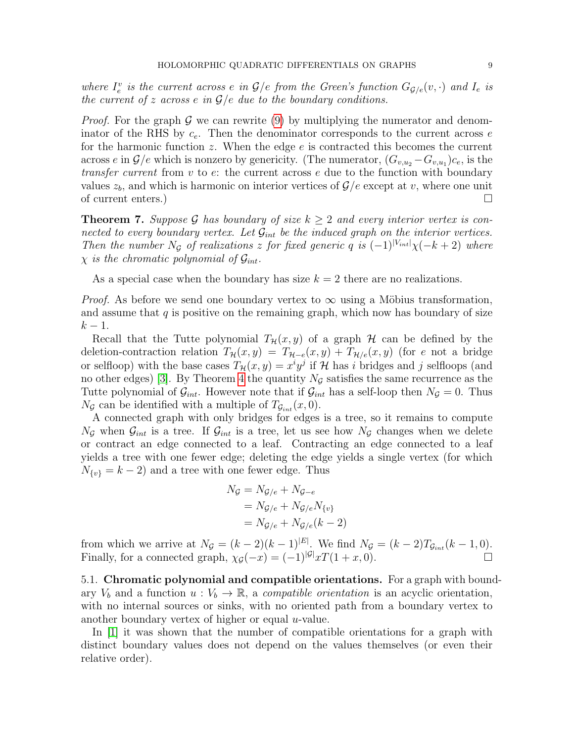*where $I_e^v$ is the current across $e$ in $\mathcal{G}/e$ from the Green's function $G_{\mathcal{G}/e}(v, \cdot)$ and $I_e$ is the current of $z$ across $e$ in $\mathcal{G}/e$ due to the boundary conditions.*

*Proof.* For the graph $\mathcal{G}$ we can rewrite (9) by multiplying the numerator and denominator of the RHS by $c_e$. Then the denominator corresponds to the current across $e$ for the harmonic function $z$. When the edge $e$ is contracted this becomes the current across $e$ in $\mathcal{G}/e$ which is nonzero by genericity. (The numerator, $(G_{v,u_2} - G_{v,u_1})c_e$, is the *transfer current* from $v$ to $e$: the current across $e$ due to the function with boundary values $z_b$, and which is harmonic on interior vertices of $\mathcal{G}/e$ except at $v$, where one unit of current enters.) $\square$

**Theorem 7.** *Suppose $\mathcal{G}$ has boundary of size $k \geq 2$ and every interior vertex is connected to every boundary vertex. Let $\mathcal{G}_{int}$ be the induced graph on the interior vertices. Then the number $N_\mathcal{G}$ of realizations $z$ for fixed generic $q$ is $(-1)^{|V_{int}|}\chi(-k+2)$ where $\chi$ is the chromatic polynomial of $\mathcal{G}_{int}$.*

As a special case when the boundary has size $k = 2$ there are no realizations.

*Proof.* As before we send one boundary vertex to $\infty$ using a Möbius transformation, and assume that $q$ is positive on the remaining graph, which now has boundary of size $k-1$.

Recall that the Tutte polynomial $T_\mathcal{H}(x, y)$ of a graph $\mathcal{H}$ can be defined by the deletion-contraction relation $T_\mathcal{H}(x, y) = T_{\mathcal{H}-e}(x, y) + T_{\mathcal{H}/e}(x, y)$ (for $e$ not a bridge or selfloop) with the base cases $T_\mathcal{H}(x, y) = x^i y^j$ if $\mathcal{H}$ has $i$ bridges and $j$ selfloops (and no other edges) [3]. By Theorem 4 the quantity $N_\mathcal{G}$ satisfies the same recurrence as the Tutte polynomial of $\mathcal{G}_{int}$. However note that if $\mathcal{G}_{int}$ has a self-loop then $N_\mathcal{G} = 0$. Thus $N_\mathcal{G}$ can be identified with a multiple of $T_{\mathcal{G}_{int}}(x, 0)$.

A connected graph with only bridges for edges is a tree, so it remains to compute $N_\mathcal{G}$ when $\mathcal{G}_{int}$ is a tree. If $\mathcal{G}_{int}$ is a tree, let us see how $N_\mathcal{G}$ changes when we delete or contract an edge connected to a leaf. Contracting an edge connected to a leaf yields a tree with one fewer edge; deleting the edge yields a single vertex (for which $N_{\{v\}} = k-2$) and a tree with one fewer edge. Thus

$$
\begin{aligned}
N_\mathcal{G} &= N_{\mathcal{G}/e} + N_{\mathcal{G}-e} \\
&= N_{\mathcal{G}/e} + N_{\mathcal{G}/e}N_{\{v\}} \\
&= N_{\mathcal{G}/e} + N_{\mathcal{G}/e}(k-2)
\end{aligned}
$$

from which we arrive at $N_\mathcal{G} = (k-2)(k-1)^{|E|}$. We find $N_\mathcal{G} = (k-2)T_{\mathcal{G}_{int}}(k-1, 0)$. Finally, for a connected graph, $\chi_\mathcal{G}(-x) = (-1)^{|\mathcal{G}|}xT(1+x, 0)$. $\square$

5.1. **Chromatic polynomial and compatible orientations.** For a graph with boundary $V_b$ and a function $u : V_b \to \mathbb{R}$, a *compatible orientation* is an acyclic orientation, with no internal sources or sinks, with no oriented path from a boundary vertex to another boundary vertex of higher or equal $u$-value.

In [1] it was shown that the number of compatible orientations for a graph with distinct boundary values does not depend on the values themselves (or even their relative order).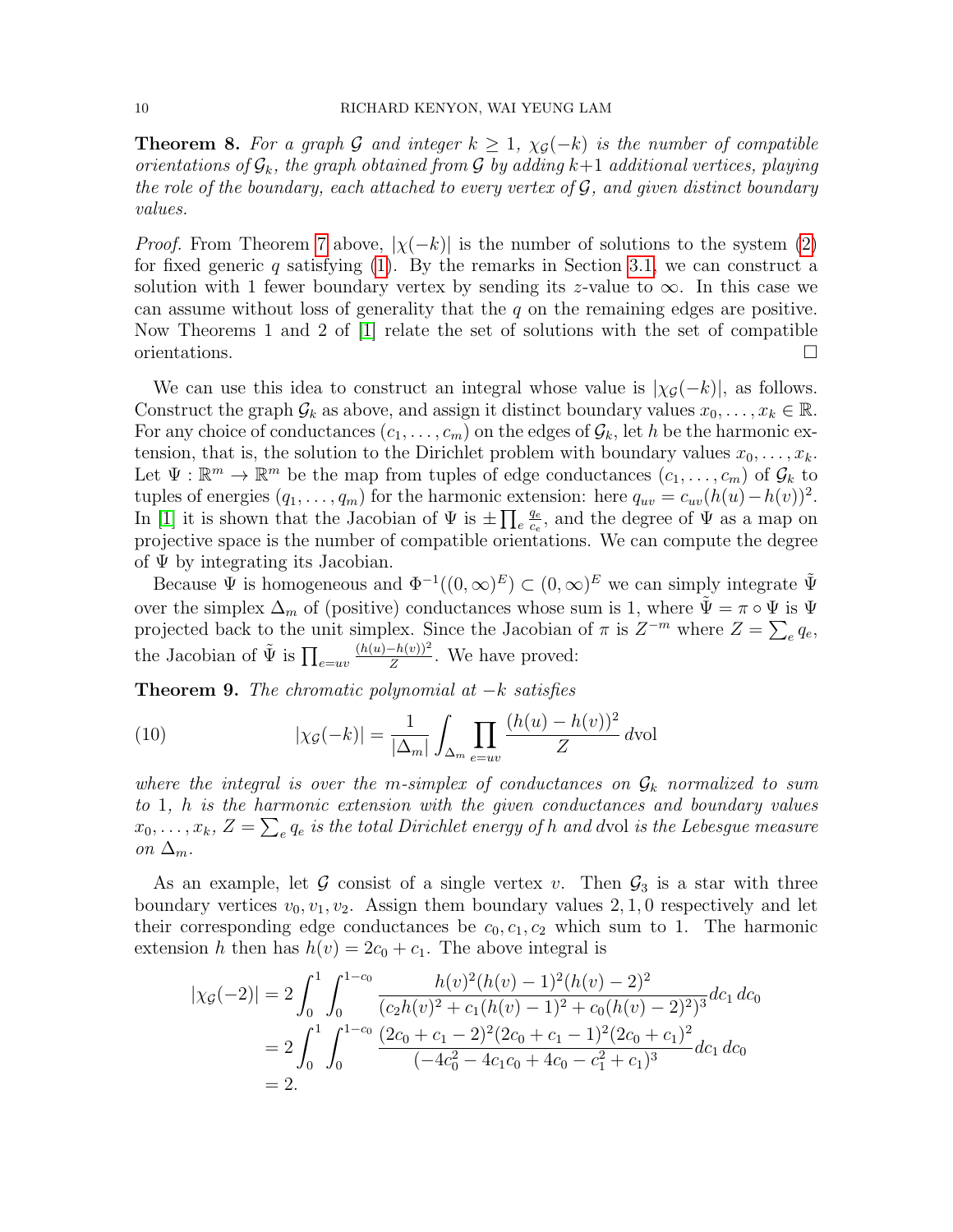**Theorem 8.** *For a graph $\mathcal{G}$ and integer $k \geq 1$, $\chi_{\mathcal{G}}(-k)$ is the number of compatible orientations of $\mathcal{G}_k$, the graph obtained from $\mathcal{G}$ by adding $k+1$ additional vertices, playing the role of the boundary, each attached to every vertex of $\mathcal{G}$, and given distinct boundary values.*

*Proof.* From Theorem 7 above, $|\chi(-k)|$ is the number of solutions to the system (2) for fixed generic $q$ satisfying (1). By the remarks in Section 3.1, we can construct a solution with 1 fewer boundary vertex by sending its $z$-value to $\infty$. In this case we can assume without loss of generality that the $q$ on the remaining edges are positive. Now Theorems 1 and 2 of [1] relate the set of solutions with the set of compatible orientations. □

We can use this idea to construct an integral whose value is $|\chi_{\mathcal{G}}(-k)|$, as follows. Construct the graph $\mathcal{G}_k$ as above, and assign it distinct boundary values $x_0, \ldots, x_k \in \mathbb{R}$. For any choice of conductances $(c_1, \ldots, c_m)$ on the edges of $\mathcal{G}_k$, let $h$ be the harmonic extension, that is, the solution to the Dirichlet problem with boundary values $x_0, \ldots, x_k$. Let $\Psi : \mathbb{R}^m \to \mathbb{R}^m$ be the map from tuples of edge conductances $(c_1, \ldots, c_m)$ of $\mathcal{G}_k$ to tuples of energies $(q_1, \ldots, q_m)$ for the harmonic extension: here $q_{uv} = c_{uv}(h(u) - h(v))^2$. In [1] it is shown that the Jacobian of $\Psi$ is $\pm \prod_e \frac{q_e}{c_e}$, and the degree of $\Psi$ as a map on projective space is the number of compatible orientations. We can compute the degree of $\Psi$ by integrating its Jacobian.

Because $\Psi$ is homogeneous and $\Phi^{-1}((0,\infty)^E) \subset (0,\infty)^E$ we can simply integrate $\tilde{\Psi}$ over the simplex $\Delta_m$ of (positive) conductances whose sum is 1, where $\tilde{\Psi} = \pi \circ \Psi$ is $\Psi$ projected back to the unit simplex. Since the Jacobian of $\pi$ is $Z^{-m}$ where $Z = \sum_e q_e$, the Jacobian of $\tilde{\Psi}$ is $\prod_{e=uv} \frac{(h(u)-h(v))^2}{Z}$. We have proved:

**Theorem 9.** *The chromatic polynomial at $-k$ satisfies*

$$|\chi_{\mathcal{G}}(-k)| = \frac{1}{|\Delta_m|} \int_{\Delta_m} \prod_{e=uv} \frac{(h(u) - h(v))^2}{Z} \, d\mathrm{vol} \tag{10}$$

*where the integral is over the $m$-simplex of conductances on $\mathcal{G}_k$ normalized to sum to 1, $h$ is the harmonic extension with the given conductances and boundary values $x_0, \ldots, x_k$, $Z = \sum_e q_e$ is the total Dirichlet energy of $h$ and $d\mathrm{vol}$ is the Lebesgue measure on $\Delta_m$.*

As an example, let $\mathcal{G}$ consist of a single vertex $v$. Then $\mathcal{G}_3$ is a star with three boundary vertices $v_0, v_1, v_2$. Assign them boundary values $2, 1, 0$ respectively and let their corresponding edge conductances be $c_0, c_1, c_2$ which sum to 1. The harmonic extension $h$ then has $h(v) = 2c_0 + c_1$. The above integral is

$$\begin{aligned}
|\chi_{\mathcal{G}}(-2)| &= 2 \int_0^1 \int_0^{1-c_0} \frac{h(v)^2 (h(v) - 1)^2 (h(v) - 2)^2}{(c_2 h(v)^2 + c_1 (h(v) - 1)^2 + c_0 (h(v) - 2)^2)^3} dc_1 \, dc_0 \\
&= 2 \int_0^1 \int_0^{1-c_0} \frac{(2c_0 + c_1 - 2)^2 (2c_0 + c_1 - 1)^2 (2c_0 + c_1)^2}{(-4c_0^2 - 4c_1 c_0 + 4c_0 - c_1^2 + c_1)^3} dc_1 \, dc_0 \\
&= 2.
\end{aligned}$$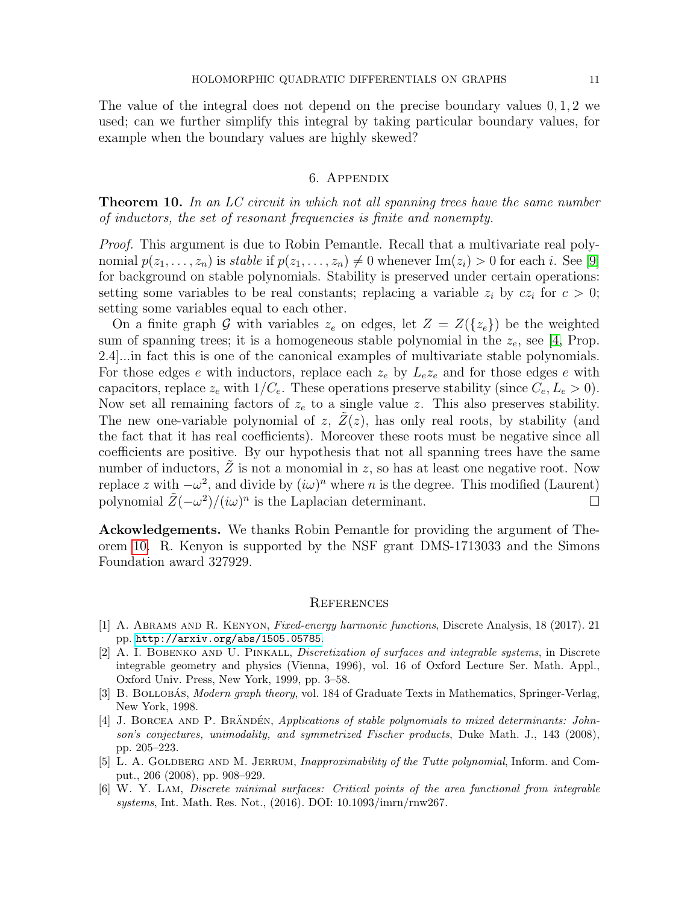The value of the integral does not depend on the precise boundary values $0, 1, 2$ we used; can we further simplify this integral by taking particular boundary values, for example when the boundary values are highly skewed?

## 6. Appendix

**Theorem 10.** *In an LC circuit in which not all spanning trees have the same number of inductors, the set of resonant frequencies is finite and nonempty.*

*Proof.* This argument is due to Robin Pemantle. Recall that a multivariate real polynomial $p(z_1, \ldots, z_n)$ is *stable* if $p(z_1, \ldots, z_n) \neq 0$ whenever $\mathrm{Im}(z_i) > 0$ for each $i$. See [9] for background on stable polynomials. Stability is preserved under certain operations: setting some variables to be real constants; replacing a variable $z_i$ by $cz_i$ for $c > 0$; setting some variables equal to each other.

On a finite graph $\mathcal{G}$ with variables $z_e$ on edges, let $Z = Z(\{z_e\})$ be the weighted sum of spanning trees; it is a homogeneous stable polynomial in the $z_e$, see [4, Prop. 2.4]...in fact this is one of the canonical examples of multivariate stable polynomials. For those edges $e$ with inductors, replace each $z_e$ by $L_e z_e$ and for those edges $e$ with capacitors, replace $z_e$ with $1/C_e$. These operations preserve stability (since $C_e, L_e > 0$). Now set all remaining factors of $z_e$ to a single value $z$. This also preserves stability. The new one-variable polynomial of $z$, $\tilde{Z}(z)$, has only real roots, by stability (and the fact that it has real coefficients). Moreover these roots must be negative since all coefficients are positive. By our hypothesis that not all spanning trees have the same number of inductors, $\tilde{Z}$ is not a monomial in $z$, so has at least one negative root. Now replace $z$ with $-\omega^2$, and divide by $(i\omega)^n$ where $n$ is the degree. This modified (Laurent) polynomial $\tilde{Z}(-\omega^2)/(i\omega)^n$ is the Laplacian determinant. $\square$

**Ackowledgements.** We thanks Robin Pemantle for providing the argument of Theorem 10. R. Kenyon is supported by the NSF grant DMS-1713033 and the Simons Foundation award 327929.

## References

[1] A. Abrams and R. Kenyon, *Fixed-energy harmonic functions*, Discrete Analysis, 18 (2017). 21 pp. http://arxiv.org/abs/1505.05785.

[2] A. I. Bobenko and U. Pinkall, *Discretization of surfaces and integrable systems*, in Discrete integrable geometry and physics (Vienna, 1996), vol. 16 of Oxford Lecture Ser. Math. Appl., Oxford Univ. Press, New York, 1999, pp. 3–58.

[3] B. Bollobás, *Modern graph theory*, vol. 184 of Graduate Texts in Mathematics, Springer-Verlag, New York, 1998.

[4] J. Borcea and P. Brändén, *Applications of stable polynomials to mixed determinants: Johnson's conjectures, unimodality, and symmetrized Fischer products*, Duke Math. J., 143 (2008), pp. 205–223.

[5] L. A. Goldberg and M. Jerrum, *Inapproximability of the Tutte polynomial*, Inform. and Comput., 206 (2008), pp. 908–929.

[6] W. Y. Lam, *Discrete minimal surfaces: Critical points of the area functional from integrable systems*, Int. Math. Res. Not., (2016). DOI: 10.1093/imrn/rnw267.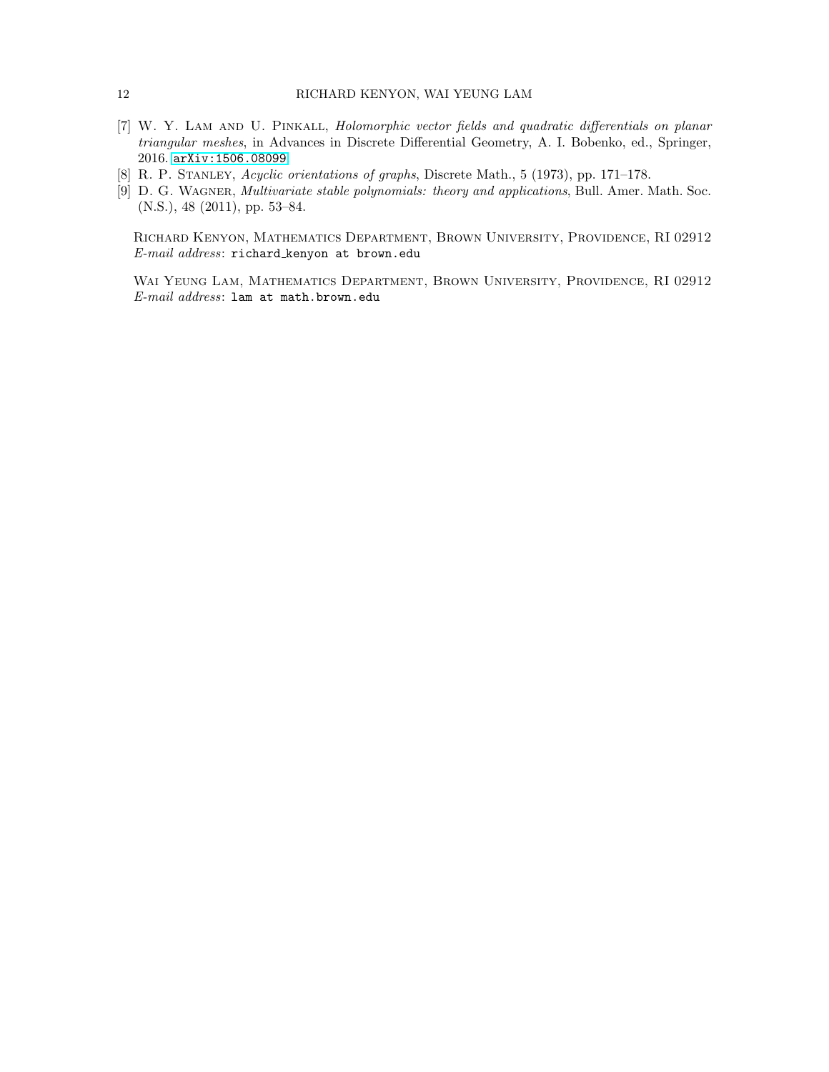[7] W. Y. Lam and U. Pinkall, *Holomorphic vector fields and quadratic differentials on planar triangular meshes*, in Advances in Discrete Differential Geometry, A. I. Bobenko, ed., Springer, 2016. arXiv:1506.08099

[8] R. P. Stanley, *Acyclic orientations of graphs*, Discrete Math., 5 (1973), pp. 171–178.

[9] D. G. Wagner, *Multivariate stable polynomials: theory and applications*, Bull. Amer. Math. Soc. (N.S.), 48 (2011), pp. 53–84.

Richard Kenyon, Mathematics Department, Brown University, Providence, RI 02912
*E-mail address*: `richard_kenyon at brown.edu`

Wai Yeung Lam, Mathematics Department, Brown University, Providence, RI 02912
*E-mail address*: `lam at math.brown.edu`